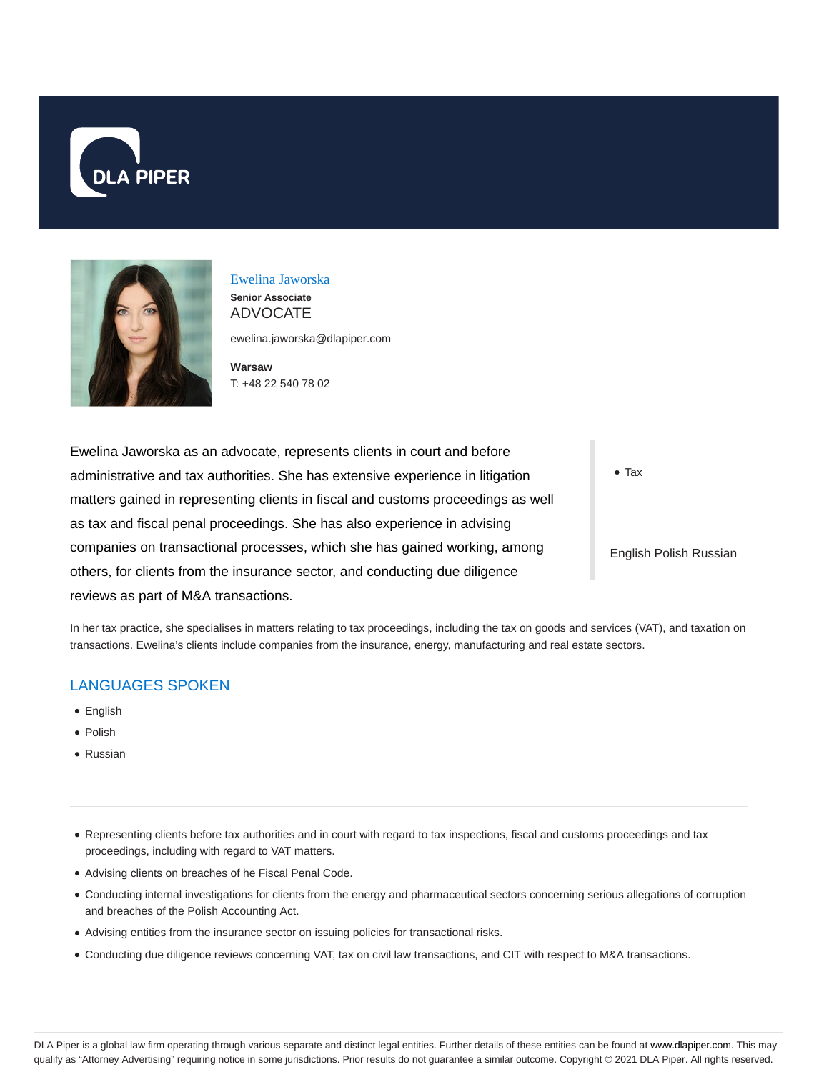DLA PIPER

# Ewelina Jaworska

**Senior Associate**

ADVOCATE

ewelina.jaworska@dlapiper.com

**Warsaw**

T: +48 22 540 78 02

Ewelina Jaworska as an advocate, represents clients in court and before administrative and tax authorities. She has extensive experience in litigation matters gained in representing clients in fiscal and customs proceedings as well as tax and fiscal penal proceedings. She has also experience in advising companies on transactional processes, which she has gained working, among others, for clients from the insurance sector, and conducting due diligence reviews as part of M&A transactions.

- Tax

English Polish Russian

In her tax practice, she specialises in matters relating to tax proceedings, including the tax on goods and services (VAT), and taxation on transactions. Ewelina's clients include companies from the insurance, energy, manufacturing and real estate sectors.

## LANGUAGES SPOKEN

- English
- Polish
- Russian

---

- Representing clients before tax authorities and in court with regard to tax inspections, fiscal and customs proceedings and tax proceedings, including with regard to VAT matters.
- Advising clients on breaches of he Fiscal Penal Code.
- Conducting internal investigations for clients from the energy and pharmaceutical sectors concerning serious allegations of corruption and breaches of the Polish Accounting Act.
- Advising entities from the insurance sector on issuing policies for transactional risks.
- Conducting due diligence reviews concerning VAT, tax on civil law transactions, and CIT with respect to M&A transactions.

DLA Piper is a global law firm operating through various separate and distinct legal entities. Further details of these entities can be found at www.dlapiper.com. This may qualify as "Attorney Advertising" requiring notice in some jurisdictions. Prior results do not guarantee a similar outcome. Copyright © 2021 DLA Piper. All rights reserved.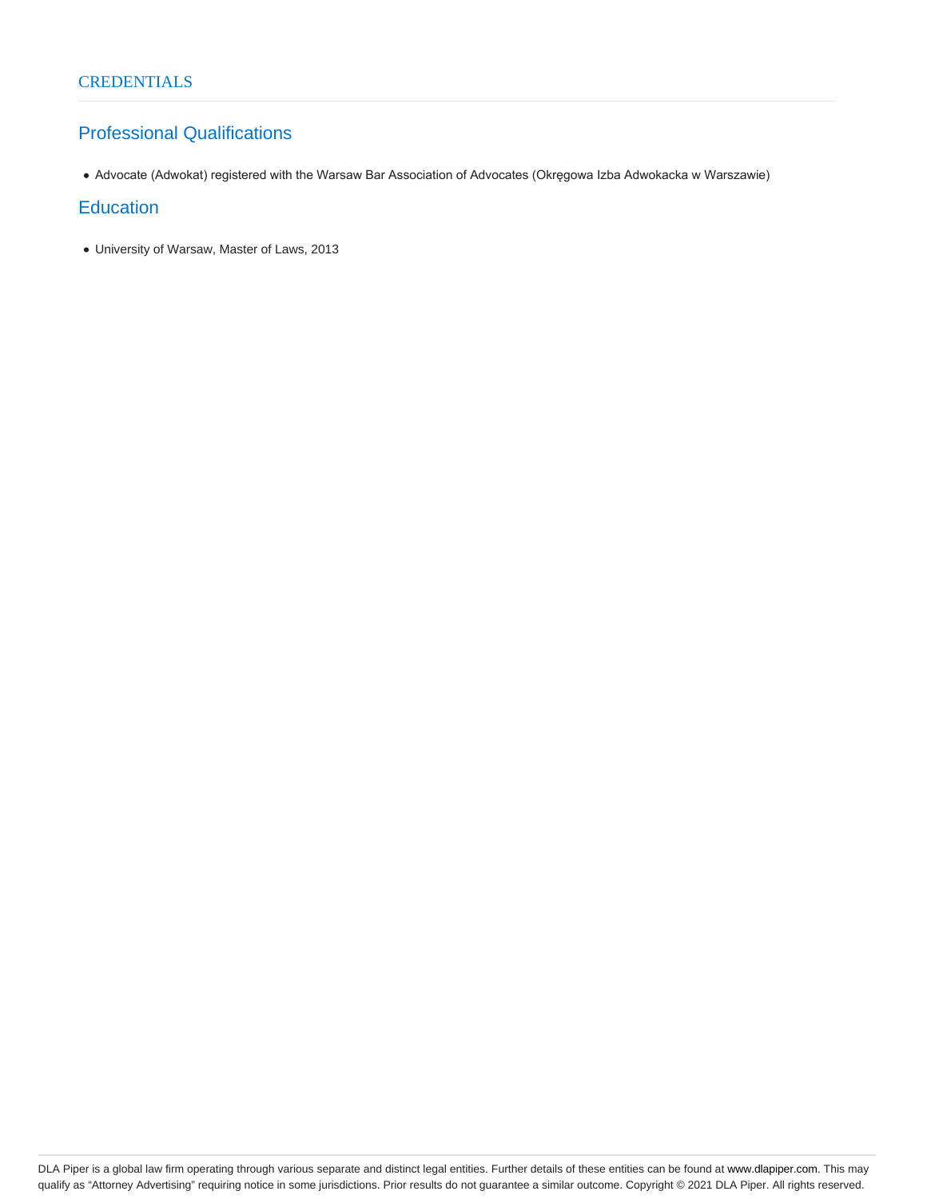## CREDENTIALS

### Professional Qualifications

- Advocate (Adwokat) registered with the Warsaw Bar Association of Advocates (Okręgowa Izba Adwokacka w Warszawie)

### Education

- University of Warsaw, Master of Laws, 2013